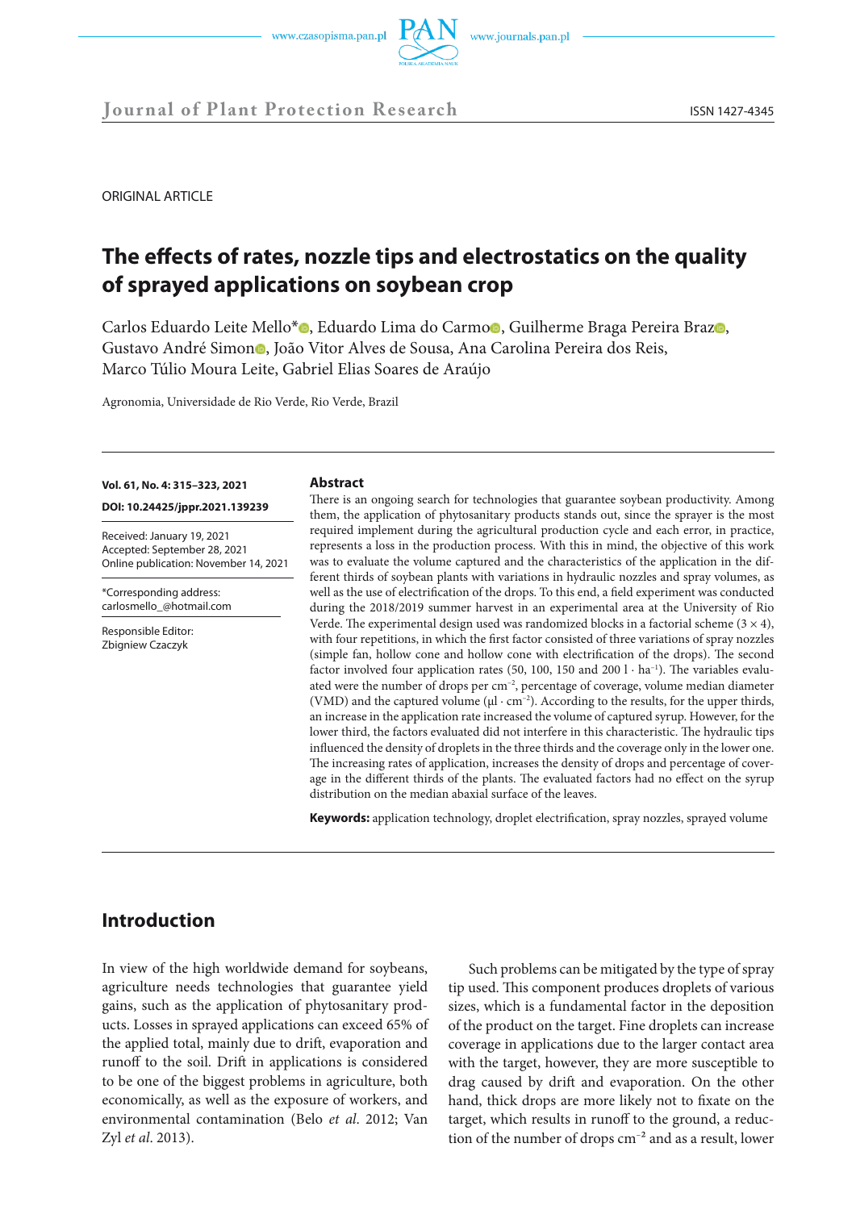ORIGINAL ARTICLE

# The effects of rates, nozzle tips and electrostatics on the quality of sprayed applications on soybean crop

Carlos Eduardo Leite Mello*, Eduardo Lima do Carmo, Guilherme Braga Pereira Braz, Gustavo André Simon, João Vitor Alves de Sousa, Ana Carolina Pereira dos Reis, Marco Túlio Moura Leite, Gabriel Elias Soares de Araújo

Agronomia, Universidade de Rio Verde, Rio Verde, Brazil

**Vol. 61, No. 4: 315–323, 2021**

**DOI: 10.24425/jppr.2021.139239**

Received: January 19, 2021
Accepted: September 28, 2021
Online publication: November 14, 2021

*Corresponding address:
carlosmello_@hotmail.com

Responsible Editor:
Zbigniew Czaczyk

## Abstract

There is an ongoing search for technologies that guarantee soybean productivity. Among them, the application of phytosanitary products stands out, since the sprayer is the most required implement during the agricultural production cycle and each error, in practice, represents a loss in the production process. With this in mind, the objective of this work was to evaluate the volume captured and the characteristics of the application in the different thirds of soybean plants with variations in hydraulic nozzles and spray volumes, as well as the use of electrification of the drops. To this end, a field experiment was conducted during the 2018/2019 summer harvest in an experimental area at the University of Rio Verde. The experimental design used was randomized blocks in a factorial scheme (3 × 4), with four repetitions, in which the first factor consisted of three variations of spray nozzles (simple fan, hollow cone and hollow cone with electrification of the drops). The second factor involved four application rates (50, 100, 150 and 200 l · ha$^{-1}$). The variables evaluated were the number of drops per cm$^{-2}$, percentage of coverage, volume median diameter (VMD) and the captured volume (μl · cm$^{-2}$). According to the results, for the upper thirds, an increase in the application rate increased the volume of captured syrup. However, for the lower third, the factors evaluated did not interfere in this characteristic. The hydraulic tips influenced the density of droplets in the three thirds and the coverage only in the lower one. The increasing rates of application, increases the density of drops and percentage of coverage in the different thirds of the plants. The evaluated factors had no effect on the syrup distribution on the median abaxial surface of the leaves.

**Keywords:** application technology, droplet electrification, spray nozzles, sprayed volume

## Introduction

In view of the high worldwide demand for soybeans, agriculture needs technologies that guarantee yield gains, such as the application of phytosanitary products. Losses in sprayed applications can exceed 65% of the applied total, mainly due to drift, evaporation and runoff to the soil. Drift in applications is considered to be one of the biggest problems in agriculture, both economically, as well as the exposure of workers, and environmental contamination (Belo *et al*. 2012; Van Zyl *et al*. 2013).

Such problems can be mitigated by the type of spray tip used. This component produces droplets of various sizes, which is a fundamental factor in the deposition of the product on the target. Fine droplets can increase coverage in applications due to the larger contact area with the target, however, they are more susceptible to drag caused by drift and evaporation. On the other hand, thick drops are more likely not to fixate on the target, which results in runoff to the ground, a reduction of the number of drops cm$^{-2}$ and as a result, lower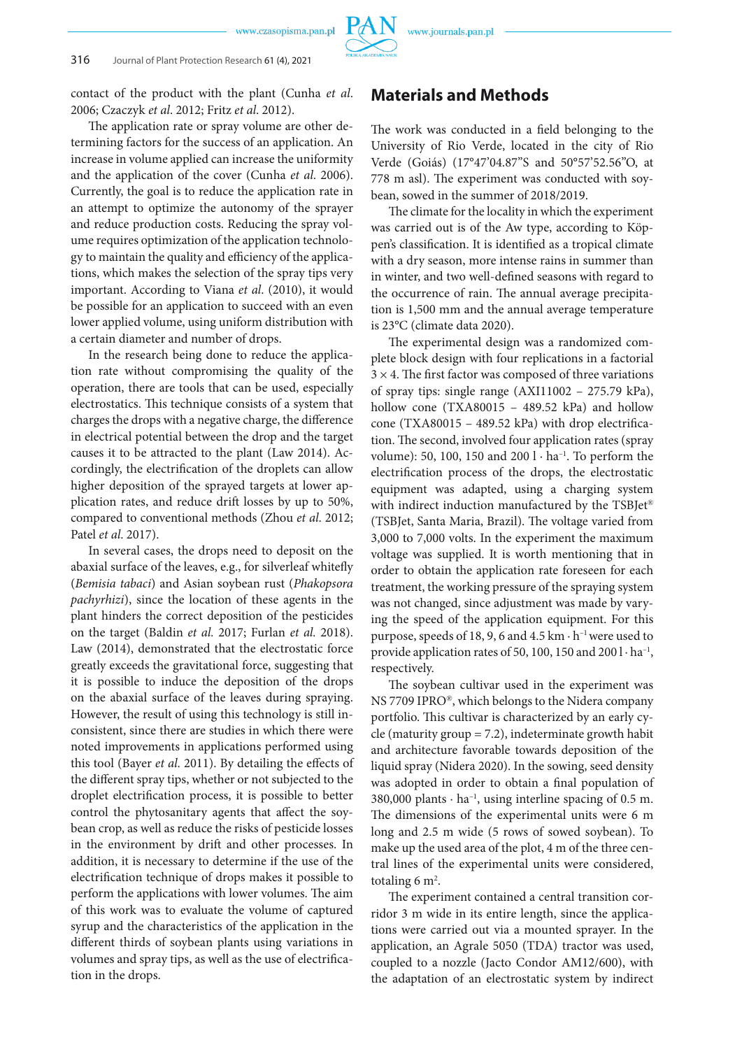contact of the product with the plant (Cunha *et al*. 2006; Czaczyk *et al*. 2012; Fritz *et al*. 2012).

The application rate or spray volume are other determining factors for the success of an application. An increase in volume applied can increase the uniformity and the application of the cover (Cunha *et al*. 2006). Currently, the goal is to reduce the application rate in an attempt to optimize the autonomy of the sprayer and reduce production costs. Reducing the spray volume requires optimization of the application technology to maintain the quality and efficiency of the applications, which makes the selection of the spray tips very important. According to Viana *et al*. (2010), it would be possible for an application to succeed with an even lower applied volume, using uniform distribution with a certain diameter and number of drops.

In the research being done to reduce the application rate without compromising the quality of the operation, there are tools that can be used, especially electrostatics. This technique consists of a system that charges the drops with a negative charge, the difference in electrical potential between the drop and the target causes it to be attracted to the plant (Law 2014). Accordingly, the electrification of the droplets can allow higher deposition of the sprayed targets at lower application rates, and reduce drift losses by up to 50%, compared to conventional methods (Zhou *et al*. 2012; Patel *et al*. 2017).

In several cases, the drops need to deposit on the abaxial surface of the leaves, e.g., for silverleaf whitefly (*Bemisia tabaci*) and Asian soybean rust (*Phakopsora pachyrhizi*), since the location of these agents in the plant hinders the correct deposition of the pesticides on the target (Baldin *et al.* 2017; Furlan *et al.* 2018). Law (2014), demonstrated that the electrostatic force greatly exceeds the gravitational force, suggesting that it is possible to induce the deposition of the drops on the abaxial surface of the leaves during spraying. However, the result of using this technology is still inconsistent, since there are studies in which there were noted improvements in applications performed using this tool (Bayer *et al*. 2011). By detailing the effects of the different spray tips, whether or not subjected to the droplet electrification process, it is possible to better control the phytosanitary agents that affect the soybean crop, as well as reduce the risks of pesticide losses in the environment by drift and other processes. In addition, it is necessary to determine if the use of the electrification technique of drops makes it possible to perform the applications with lower volumes. The aim of this work was to evaluate the volume of captured syrup and the characteristics of the application in the different thirds of soybean plants using variations in volumes and spray tips, as well as the use of electrification in the drops.

## Materials and Methods

The work was conducted in a field belonging to the University of Rio Verde, located in the city of Rio Verde (Goiás) (17°47'04.87"S and 50°57'52.56"O, at 778 m asl). The experiment was conducted with soybean, sowed in the summer of 2018/2019.

The climate for the locality in which the experiment was carried out is of the Aw type, according to Köppen's classification. It is identified as a tropical climate with a dry season, more intense rains in summer than in winter, and two well-defined seasons with regard to the occurrence of rain. The annual average precipitation is 1,500 mm and the annual average temperature is 23°C (climate data 2020).

The experimental design was a randomized complete block design with four replications in a factorial 3 × 4. The first factor was composed of three variations of spray tips: single range (AXI11002 – 275.79 kPa), hollow cone (TXA80015 – 489.52 kPa) and hollow cone (TXA80015 – 489.52 kPa) with drop electrification. The second, involved four application rates (spray volume): 50, 100, 150 and 200 l · ha$^{-1}$. To perform the electrification process of the drops, the electrostatic equipment was adapted, using a charging system with indirect induction manufactured by the TSBJet® (TSBJet, Santa Maria, Brazil). The voltage varied from 3,000 to 7,000 volts. In the experiment the maximum voltage was supplied. It is worth mentioning that in order to obtain the application rate foreseen for each treatment, the working pressure of the spraying system was not changed, since adjustment was made by varying the speed of the application equipment. For this purpose, speeds of 18, 9, 6 and 4.5 km · h$^{-1}$ were used to provide application rates of 50, 100, 150 and 200 l · ha$^{-1}$, respectively.

The soybean cultivar used in the experiment was NS 7709 IPRO®, which belongs to the Nidera company portfolio. This cultivar is characterized by an early cycle (maturity group = 7.2), indeterminate growth habit and architecture favorable towards deposition of the liquid spray (Nidera 2020). In the sowing, seed density was adopted in order to obtain a final population of 380,000 plants · ha$^{-1}$, using interline spacing of 0.5 m. The dimensions of the experimental units were 6 m long and 2.5 m wide (5 rows of sowed soybean). To make up the used area of the plot, 4 m of the three central lines of the experimental units were considered, totaling 6 m$^2$.

The experiment contained a central transition corridor 3 m wide in its entire length, since the applications were carried out via a mounted sprayer. In the application, an Agrale 5050 (TDA) tractor was used, coupled to a nozzle (Jacto Condor AM12/600), with the adaptation of an electrostatic system by indirect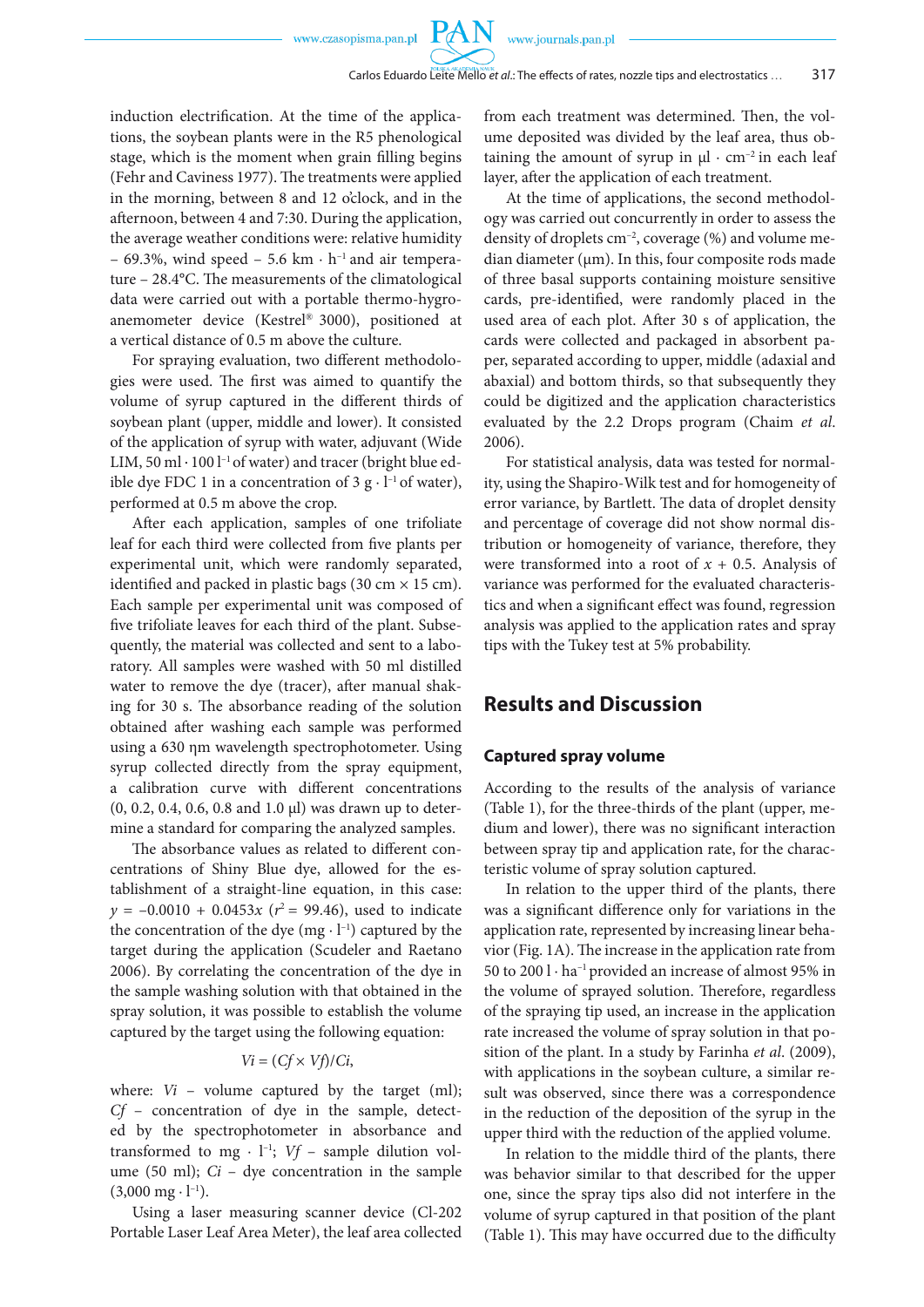induction electrification. At the time of the applications, the soybean plants were in the R5 phenological stage, which is the moment when grain filling begins (Fehr and Caviness 1977). The treatments were applied in the morning, between 8 and 12 o'clock, and in the afternoon, between 4 and 7:30. During the application, the average weather conditions were: relative humidity – 69.3%, wind speed – 5.6 km · h$^{-1}$ and air temperature – 28.4°C. The measurements of the climatological data were carried out with a portable thermo-hygro-anemometer device (Kestrel® 3000), positioned at a vertical distance of 0.5 m above the culture.

For spraying evaluation, two different methodologies were used. The first was aimed to quantify the volume of syrup captured in the different thirds of soybean plant (upper, middle and lower). It consisted of the application of syrup with water, adjuvant (Wide LIM, 50 ml · 100 l$^{-1}$ of water) and tracer (bright blue edible dye FDC 1 in a concentration of 3 g · l$^{-1}$ of water), performed at 0.5 m above the crop.

After each application, samples of one trifoliate leaf for each third were collected from five plants per experimental unit, which were randomly separated, identified and packed in plastic bags (30 cm × 15 cm). Each sample per experimental unit was composed of five trifoliate leaves for each third of the plant. Subsequently, the material was collected and sent to a laboratory. All samples were washed with 50 ml distilled water to remove the dye (tracer), after manual shaking for 30 s. The absorbance reading of the solution obtained after washing each sample was performed using a 630 ηm wavelength spectrophotometer. Using syrup collected directly from the spray equipment, a calibration curve with different concentrations (0, 0.2, 0.4, 0.6, 0.8 and 1.0 μl) was drawn up to determine a standard for comparing the analyzed samples.

The absorbance values as related to different concentrations of Shiny Blue dye, allowed for the establishment of a straight-line equation, in this case: $y = -0.0010 + 0.0453x$ ($r^2 = 99.46$), used to indicate the concentration of the dye (mg · l$^{-1}$) captured by the target during the application (Scudeler and Raetano 2006). By correlating the concentration of the dye in the sample washing solution with that obtained in the spray solution, it was possible to establish the volume captured by the target using the following equation:

$$Vi = (Cf \times Vf)/Ci,$$

where: $Vi$ – volume captured by the target (ml); $Cf$ – concentration of dye in the sample, detected by the spectrophotometer in absorbance and transformed to mg · l$^{-1}$; $Vf$ – sample dilution volume (50 ml); $Ci$ – dye concentration in the sample (3,000 mg · l$^{-1}$).

Using a laser measuring scanner device (Cl-202 Portable Laser Leaf Area Meter), the leaf area collected from each treatment was determined. Then, the volume deposited was divided by the leaf area, thus obtaining the amount of syrup in μl · cm$^{-2}$ in each leaf layer, after the application of each treatment.

At the time of applications, the second methodology was carried out concurrently in order to assess the density of droplets cm$^{-2}$, coverage (%) and volume median diameter (μm). In this, four composite rods made of three basal supports containing moisture sensitive cards, pre-identified, were randomly placed in the used area of each plot. After 30 s of application, the cards were collected and packaged in absorbent paper, separated according to upper, middle (adaxial and abaxial) and bottom thirds, so that subsequently they could be digitized and the application characteristics evaluated by the 2.2 Drops program (Chaim *et al.* 2006).

For statistical analysis, data was tested for normality, using the Shapiro-Wilk test and for homogeneity of error variance, by Bartlett. The data of droplet density and percentage of coverage did not show normal distribution or homogeneity of variance, therefore, they were transformed into a root of $x + 0.5$. Analysis of variance was performed for the evaluated characteristics and when a significant effect was found, regression analysis was applied to the application rates and spray tips with the Tukey test at 5% probability.

## Results and Discussion

### Captured spray volume

According to the results of the analysis of variance (Table 1), for the three-thirds of the plant (upper, medium and lower), there was no significant interaction between spray tip and application rate, for the characteristic volume of spray solution captured.

In relation to the upper third of the plants, there was a significant difference only for variations in the application rate, represented by increasing linear behavior (Fig. 1A). The increase in the application rate from 50 to 200 l · ha$^{-1}$ provided an increase of almost 95% in the volume of sprayed solution. Therefore, regardless of the spraying tip used, an increase in the application rate increased the volume of spray solution in that position of the plant. In a study by Farinha *et al.* (2009), with applications in the soybean culture, a similar result was observed, since there was a correspondence in the reduction of the deposition of the syrup in the upper third with the reduction of the applied volume.

In relation to the middle third of the plants, there was behavior similar to that described for the upper one, since the spray tips also did not interfere in the volume of syrup captured in that position of the plant (Table 1). This may have occurred due to the difficulty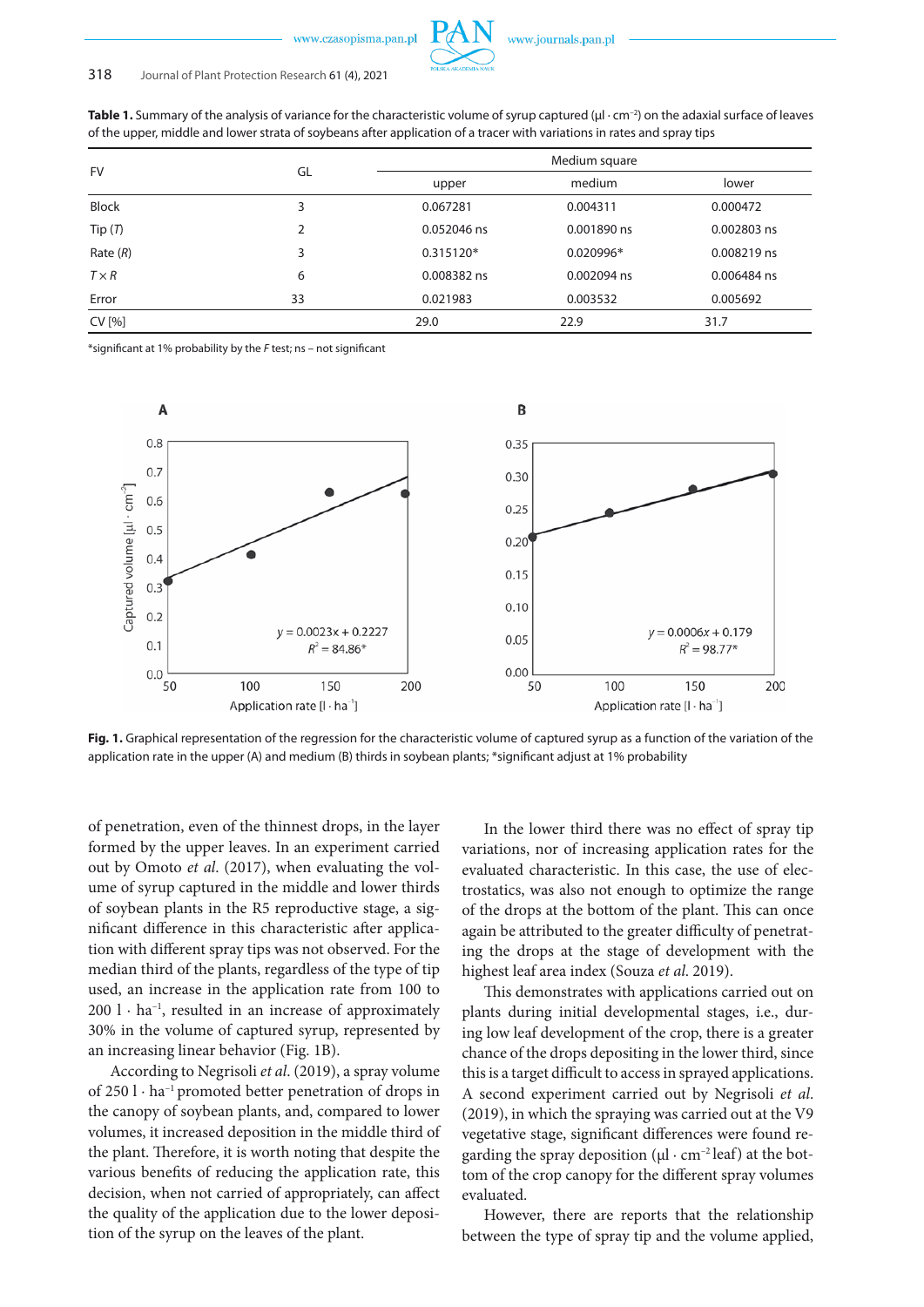**Table 1.** Summary of the analysis of variance for the characteristic volume of syrup captured (μl · cm$^{-2}$) on the adaxial surface of leaves of the upper, middle and lower strata of soybeans after application of a tracer with variations in rates and spray tips

| FV | GL | Medium square | | |
|---|---|---|---|---|
| | | upper | medium | lower |
| Block | 3 | 0.067281 | 0.004311 | 0.000472 |
| Tip (*T*) | 2 | 0.052046 ns | 0.001890 ns | 0.002803 ns |
| Rate (*R*) | 3 | 0.315120* | 0.020996* | 0.008219 ns |
| $T \times R$ | 6 | 0.008382 ns | 0.002094 ns | 0.006484 ns |
| Error | 33 | 0.021983 | 0.003532 | 0.005692 |
| CV [%] | | 29.0 | 22.9 | 31.7 |

*significant at 1% probability by the *F* test; ns – not significant

A

Captured volume [μl · cm$^{-2}$]

0.8
0.7
0.6
0.5
0.4
0.3
0.2
0.1
0.0

50 100 150 200

Application rate [l · ha$^{-1}$]

$y = 0.0023x + 0.2227$
$R^2 = 84.86$*

B

0.35
0.30
0.25
0.20
0.15
0.10
0.05
0.00

50 100 150 200

Application rate [l · ha$^{-1}$]

$y = 0.0006x + 0.179$
$R^2 = 98.77$*

**Fig. 1.** Graphical representation of the regression for the characteristic volume of captured syrup as a function of the variation of the application rate in the upper (A) and medium (B) thirds in soybean plants; *significant adjust at 1% probability

of penetration, even of the thinnest drops, in the layer formed by the upper leaves. In an experiment carried out by Omoto *et al.* (2017), when evaluating the volume of syrup captured in the middle and lower thirds of soybean plants in the R5 reproductive stage, a significant difference in this characteristic after application with different spray tips was not observed. For the median third of the plants, regardless of the type of tip used, an increase in the application rate from 100 to 200 l · ha$^{-1}$, resulted in an increase of approximately 30% in the volume of captured syrup, represented by an increasing linear behavior (Fig. 1B).

According to Negrisoli *et al.* (2019), a spray volume of 250 l · ha$^{-1}$ promoted better penetration of drops in the canopy of soybean plants, and, compared to lower volumes, it increased deposition in the middle third of the plant. Therefore, it is worth noting that despite the various benefits of reducing the application rate, this decision, when not carried of appropriately, can affect the quality of the application due to the lower deposition of the syrup on the leaves of the plant.

In the lower third there was no effect of spray tip variations, nor of increasing application rates for the evaluated characteristic. In this case, the use of electrostatics, was also not enough to optimize the range of the drops at the bottom of the plant. This can once again be attributed to the greater difficulty of penetrating the drops at the stage of development with the highest leaf area index (Souza *et al.* 2019).

This demonstrates with applications carried out on plants during initial developmental stages, i.e., during low leaf development of the crop, there is a greater chance of the drops depositing in the lower third, since this is a target difficult to access in sprayed applications. A second experiment carried out by Negrisoli *et al.* (2019), in which the spraying was carried out at the V9 vegetative stage, significant differences were found regarding the spray deposition (μl · cm$^{-2}$ leaf) at the bottom of the crop canopy for the different spray volumes evaluated.

However, there are reports that the relationship between the type of spray tip and the volume applied,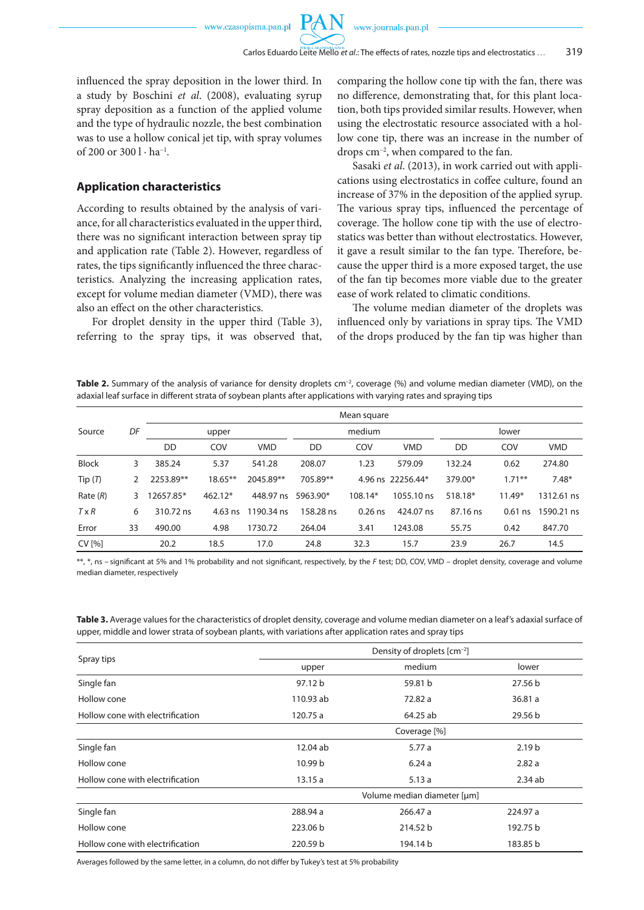influenced the spray deposition in the lower third. In a study by Boschini *et al.* (2008), evaluating syrup spray deposition as a function of the applied volume and the type of hydraulic nozzle, the best combination was to use a hollow conical jet tip, with spray volumes of 200 or 300 $l \cdot ha^{-1}$.

## Application characteristics

According to results obtained by the analysis of variance, for all characteristics evaluated in the upper third, there was no significant interaction between spray tip and application rate (Table 2). However, regardless of rates, the tips significantly influenced the three characteristics. Analyzing the increasing application rates, except for volume median diameter (VMD), there was also an effect on the other characteristics.

For droplet density in the upper third (Table 3), referring to the spray tips, it was observed that, comparing the hollow cone tip with the fan, there was no difference, demonstrating that, for this plant location, both tips provided similar results. However, when using the electrostatic resource associated with a hollow cone tip, there was an increase in the number of drops $cm^{-2}$, when compared to the fan.

Sasaki *et al.* (2013), in work carried out with applications using electrostatics in coffee culture, found an increase of 37% in the deposition of the applied syrup. The various spray tips, influenced the percentage of coverage. The hollow cone tip with the use of electrostatics was better than without electrostatics. However, it gave a result similar to the fan type. Therefore, because the upper third is a more exposed target, the use of the fan tip becomes more viable due to the greater ease of work related to climatic conditions.

The volume median diameter of the droplets was influenced only by variations in spray tips. The VMD of the drops produced by the fan tip was higher than

**Table 2.** Summary of the analysis of variance for density droplets $cm^{-2}$, coverage (%) and volume median diameter (VMD), on the adaxial leaf surface in different strata of soybean plants after applications with varying rates and spraying tips

| Source | DF | Mean square | | | | | | | | |
|---|---|---|---|---|---|---|---|---|---|---|
| | | upper | | | medium | | | lower | | |
| | | DD | COV | VMD | DD | COV | VMD | DD | COV | VMD |
| Block | 3 | 385.24 | 5.37 | 541.28 | 208.07 | 1.23 | 579.09 | 132.24 | 0.62 | 274.80 |
| Tip (*T*) | 2 | 2253.89** | 18.65** | 2045.89** | 705.89** | 4.96 ns | 22256.44* | 379.00* | 1.71** | 7.48* |
| Rate (*R*) | 3 | 12657.85* | 462.12* | 448.97 ns | 5963.90* | 108.14* | 1055.10 ns | 518.18* | 11.49* | 1312.61 ns |
| *T* x *R* | 6 | 310.72 ns | 4.63 ns | 1190.34 ns | 158.28 ns | 0.26 ns | 424.07 ns | 87.16 ns | 0.61 ns | 1590.21 ns |
| Error | 33 | 490.00 | 4.98 | 1730.72 | 264.04 | 3.41 | 1243.08 | 55.75 | 0.42 | 847.70 |
| CV [%] | | 20.2 | 18.5 | 17.0 | 24.8 | 32.3 | 15.7 | 23.9 | 26.7 | 14.5 |

**, *, ns – significant at 5% and 1% probability and not significant, respectively, by the *F* test; DD, COV, VMD – droplet density, coverage and volume median diameter, respectively

**Table 3.** Average values for the characteristics of droplet density, coverage and volume median diameter on a leaf's adaxial surface of upper, middle and lower strata of soybean plants, with variations after application rates and spray tips

| Spray tips | Density of droplets [$cm^{-2}$] | | |
|---|---|---|---|
| | upper | medium | lower |
| Single fan | 97.12 b | 59.81 b | 27.56 b |
| Hollow cone | 110.93 ab | 72.82 a | 36.81 a |
| Hollow cone with electrification | 120.75 a | 64.25 ab | 29.56 b |
| | Coverage [%] | | |
| Single fan | 12.04 ab | 5.77 a | 2.19 b |
| Hollow cone | 10.99 b | 6.24 a | 2.82 a |
| Hollow cone with electrification | 13.15 a | 5.13 a | 2.34 ab |
| | Volume median diameter [μm] | | |
| Single fan | 288.94 a | 266.47 a | 224.97 a |
| Hollow cone | 223.06 b | 214.52 b | 192.75 b |
| Hollow cone with electrification | 220.59 b | 194.14 b | 183.85 b |

Averages followed by the same letter, in a column, do not differ by Tukey's test at 5% probability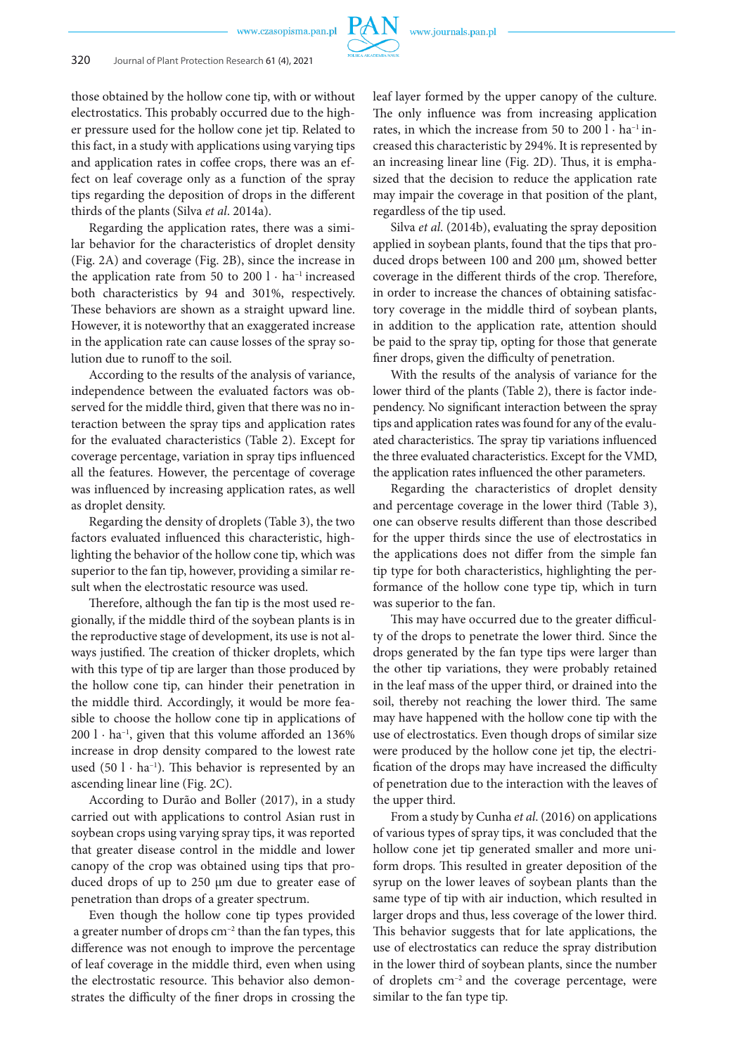those obtained by the hollow cone tip, with or without electrostatics. This probably occurred due to the higher pressure used for the hollow cone jet tip. Related to this fact, in a study with applications using varying tips and application rates in coffee crops, there was an effect on leaf coverage only as a function of the spray tips regarding the deposition of drops in the different thirds of the plants (Silva *et al*. 2014a).

Regarding the application rates, there was a similar behavior for the characteristics of droplet density (Fig. 2A) and coverage (Fig. 2B), since the increase in the application rate from 50 to 200 $l \cdot ha^{-1}$ increased both characteristics by 94 and 301%, respectively. These behaviors are shown as a straight upward line. However, it is noteworthy that an exaggerated increase in the application rate can cause losses of the spray solution due to runoff to the soil.

According to the results of the analysis of variance, independence between the evaluated factors was observed for the middle third, given that there was no interaction between the spray tips and application rates for the evaluated characteristics (Table 2). Except for coverage percentage, variation in spray tips influenced all the features. However, the percentage of coverage was influenced by increasing application rates, as well as droplet density.

Regarding the density of droplets (Table 3), the two factors evaluated influenced this characteristic, highlighting the behavior of the hollow cone tip, which was superior to the fan tip, however, providing a similar result when the electrostatic resource was used.

Therefore, although the fan tip is the most used regionally, if the middle third of the soybean plants is in the reproductive stage of development, its use is not always justified. The creation of thicker droplets, which with this type of tip are larger than those produced by the hollow cone tip, can hinder their penetration in the middle third. Accordingly, it would be more feasible to choose the hollow cone tip in applications of 200 $l \cdot ha^{-1}$, given that this volume afforded an 136% increase in drop density compared to the lowest rate used (50 $l \cdot ha^{-1}$). This behavior is represented by an ascending linear line (Fig. 2C).

According to Durão and Boller (2017), in a study carried out with applications to control Asian rust in soybean crops using varying spray tips, it was reported that greater disease control in the middle and lower canopy of the crop was obtained using tips that produced drops of up to 250 µm due to greater ease of penetration than drops of a greater spectrum.

Even though the hollow cone tip types provided a greater number of drops $cm^{-2}$ than the fan types, this difference was not enough to improve the percentage of leaf coverage in the middle third, even when using the electrostatic resource. This behavior also demonstrates the difficulty of the finer drops in crossing the leaf layer formed by the upper canopy of the culture. The only influence was from increasing application rates, in which the increase from 50 to 200 $l \cdot ha^{-1}$ increased this characteristic by 294%. It is represented by an increasing linear line (Fig. 2D). Thus, it is emphasized that the decision to reduce the application rate may impair the coverage in that position of the plant, regardless of the tip used.

Silva *et al*. (2014b), evaluating the spray deposition applied in soybean plants, found that the tips that produced drops between 100 and 200 µm, showed better coverage in the different thirds of the crop. Therefore, in order to increase the chances of obtaining satisfactory coverage in the middle third of soybean plants, in addition to the application rate, attention should be paid to the spray tip, opting for those that generate finer drops, given the difficulty of penetration.

With the results of the analysis of variance for the lower third of the plants (Table 2), there is factor independence. No significant interaction between the spray tips and application rates was found for any of the evaluated characteristics. The spray tip variations influenced the three evaluated characteristics. Except for the VMD, the application rates influenced the other parameters.

Regarding the characteristics of droplet density and percentage coverage in the lower third (Table 3), one can observe results different than those described for the upper thirds since the use of electrostatics in the applications does not differ from the simple fan tip type for both characteristics, highlighting the performance of the hollow cone type tip, which in turn was superior to the fan.

This may have occurred due to the greater difficulty of the drops to penetrate the lower third. Since the drops generated by the fan type tips were larger than the other tip variations, they were probably retained in the leaf mass of the upper third, or drained into the soil, thereby not reaching the lower third. The same may have happened with the hollow cone tip with the use of electrostatics. Even though drops of similar size were produced by the hollow cone jet tip, the electrification of the drops may have increased the difficulty of penetration due to the interaction with the leaves of the upper third.

From a study by Cunha *et al*. (2016) on applications of various types of spray tips, it was concluded that the hollow cone jet tip generated smaller and more uniform drops. This resulted in greater deposition of the syrup on the lower leaves of soybean plants than the same type of tip with air induction, which resulted in larger drops and thus, less coverage of the lower third. This behavior suggests that for late applications, the use of electrostatics can reduce the spray distribution in the lower third of soybean plants, since the number of droplets $cm^{-2}$ and the coverage percentage, were similar to the fan type tip.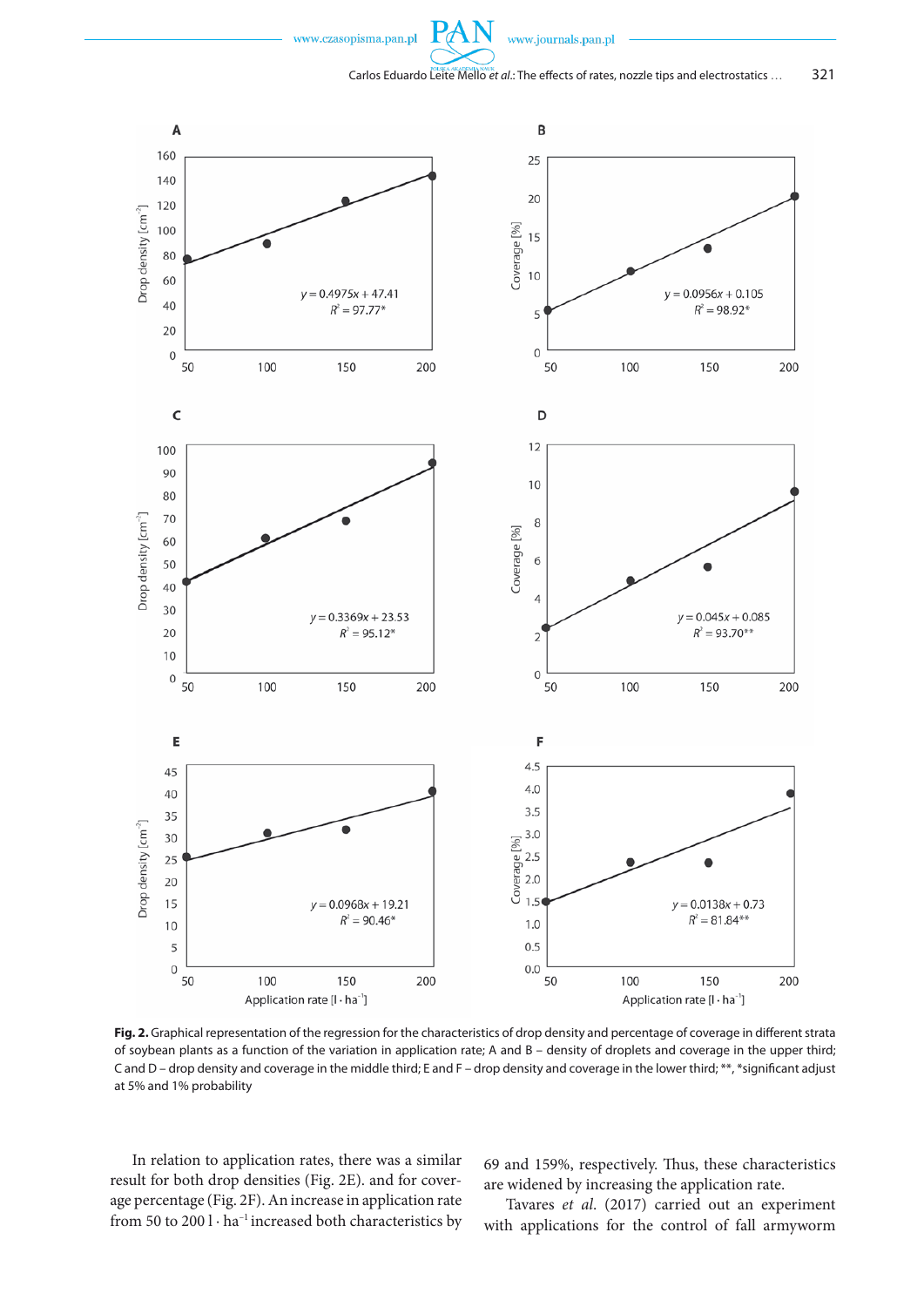A

160
140
120
100
80
60
40
20
0

Drop density [cm$^{-2}$]

50 100 150 200

$y = 0.4975x + 47.41$
$R^2 = 97.77$*

B

25
20
15
10
5
0

Coverage [%]

50 100 150 200

$y = 0.0956x + 0.105$
$R^2 = 98.92$*

C

100
90
80
70
60
50
40
30
20
10
0

Drop density [cm$^{-2}$]

50 100 150 200

$y = 0.3369x + 23.53$
$R^2 = 95.12$*

D

12
10
8
6
4
2
0

Coverage [%]

50 100 150 200

$y = 0.045x + 0.085$
$R^2 = 93.70$**

E

45
40
35
30
25
20
15
10
5
0

Drop density [cm$^{-2}$]

50 100 150 200

Application rate [l · ha$^{-1}$]

$y = 0.0968x + 19.21$
$R^2 = 90.46$*

F

4.5
4.0
3.5
3.0
2.5
2.0
1.5
1.0
0.5
0.0

Coverage [%]

50 100 150 200

Application rate [l · ha$^{-1}$]

$y = 0.0138x + 0.73$
$R^2 = 81.84$**

**Fig. 2.** Graphical representation of the regression for the characteristics of drop density and percentage of coverage in different strata of soybean plants as a function of the variation in application rate; A and B – density of droplets and coverage in the upper third; C and D – drop density and coverage in the middle third; E and F – drop density and coverage in the lower third; **, *significant adjust at 5% and 1% probability

In relation to application rates, there was a similar result for both drop densities (Fig. 2E). and for coverage percentage (Fig. 2F). An increase in application rate from 50 to 200 l · ha$^{-1}$ increased both characteristics by 69 and 159%, respectively. Thus, these characteristics are widened by increasing the application rate.

Tavares *et al.* (2017) carried out an experiment with applications for the control of fall armyworm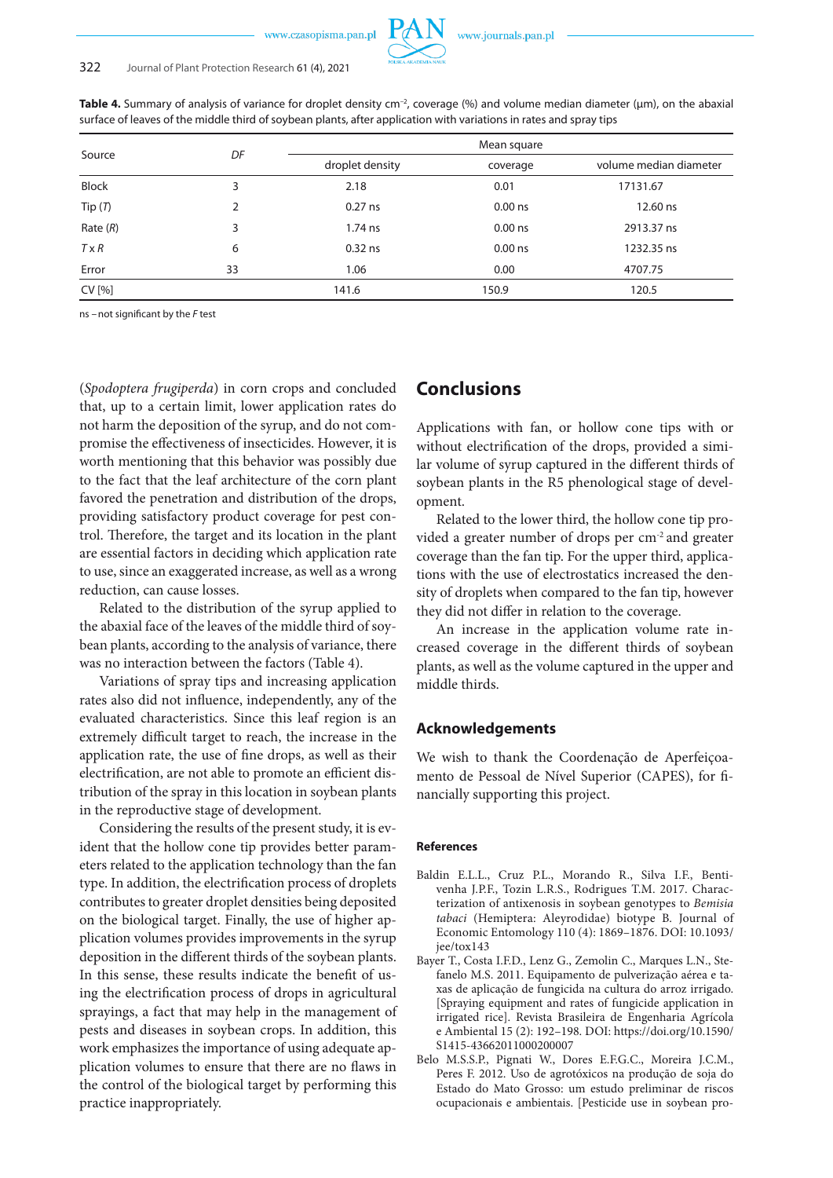**Table 4.** Summary of analysis of variance for droplet density cm$^{-2}$, coverage (%) and volume median diameter (μm), on the abaxial surface of leaves of the middle third of soybean plants, after application with variations in rates and spray tips

| Source | *DF* | Mean square | | |
|---|---|---|---|---|
| | | droplet density | coverage | volume median diameter |
| Block | 3 | 2.18 | 0.01 | 17131.67 |
| Tip (*T*) | 2 | 0.27 ns | 0.00 ns | 12.60 ns |
| Rate (*R*) | 3 | 1.74 ns | 0.00 ns | 2913.37 ns |
| *T* x *R* | 6 | 0.32 ns | 0.00 ns | 1232.35 ns |
| Error | 33 | 1.06 | 0.00 | 4707.75 |
| CV [%] | | 141.6 | 150.9 | 120.5 |

ns – not significant by the *F* test

(*Spodoptera frugiperda*) in corn crops and concluded that, up to a certain limit, lower application rates do not harm the deposition of the syrup, and do not compromise the effectiveness of insecticides. However, it is worth mentioning that this behavior was possibly due to the fact that the leaf architecture of the corn plant favored the penetration and distribution of the drops, providing satisfactory product coverage for pest control. Therefore, the target and its location in the plant are essential factors in deciding which application rate to use, since an exaggerated increase, as well as a wrong reduction, can cause losses.

Related to the distribution of the syrup applied to the abaxial face of the leaves of the middle third of soybean plants, according to the analysis of variance, there was no interaction between the factors (Table 4).

Variations of spray tips and increasing application rates also did not influence, independently, any of the evaluated characteristics. Since this leaf region is an extremely difficult target to reach, the increase in the application rate, the use of fine drops, as well as their electrification, are not able to promote an efficient distribution of the spray in this location in soybean plants in the reproductive stage of development.

Considering the results of the present study, it is evident that the hollow cone tip provides better parameters related to the application technology than the fan type. In addition, the electrification process of droplets contributes to greater droplet densities being deposited on the biological target. Finally, the use of higher application volumes provides improvements in the syrup deposition in the different thirds of the soybean plants. In this sense, these results indicate the benefit of using the electrification process of drops in agricultural sprayings, a fact that may help in the management of pests and diseases in soybean crops. In addition, this work emphasizes the importance of using adequate application volumes to ensure that there are no flaws in the control of the biological target by performing this practice inappropriately.

## Conclusions

Applications with fan, or hollow cone tips with or without electrification of the drops, provided a similar volume of syrup captured in the different thirds of soybean plants in the R5 phenological stage of development.

Related to the lower third, the hollow cone tip provided a greater number of drops per cm$^{-2}$ and greater coverage than the fan tip. For the upper third, applications with the use of electrostatics increased the density of droplets when compared to the fan tip, however they did not differ in relation to the coverage.

An increase in the application volume rate increased coverage in the different thirds of soybean plants, as well as the volume captured in the upper and middle thirds.

## Acknowledgements

We wish to thank the Coordenação de Aperfeiçoamento de Pessoal de Nível Superior (CAPES), for financially supporting this project.

## References

Baldin E.L.L., Cruz P.L., Morando R., Silva I.F., Bentivenha J.P.F., Tozin L.R.S., Rodrigues T.M. 2017. Characterization of antixenosis in soybean genotypes to *Bemisia tabaci* (Hemiptera: Aleyrodidae) biotype B. Journal of Economic Entomology 110 (4): 1869–1876. DOI: 10.1093/jee/tox143

Bayer T., Costa I.F.D., Lenz G., Zemolin C., Marques L.N., Stefanelo M.S. 2011. Equipamento de pulverização aérea e taxas de aplicação de fungicida na cultura do arroz irrigado. [Spraying equipment and rates of fungicide application in irrigated rice]. Revista Brasileira de Engenharia Agrícola e Ambiental 15 (2): 192–198. DOI: https://doi.org/10.1590/S1415-43662011000200007

Belo M.S.S.P., Pignati W., Dores E.F.G.C., Moreira J.C.M., Peres F. 2012. Uso de agrotóxicos na produção de soja do Estado do Mato Grosso: um estudo preliminar de riscos ocupacionais e ambientais. [Pesticide use in soybean pro-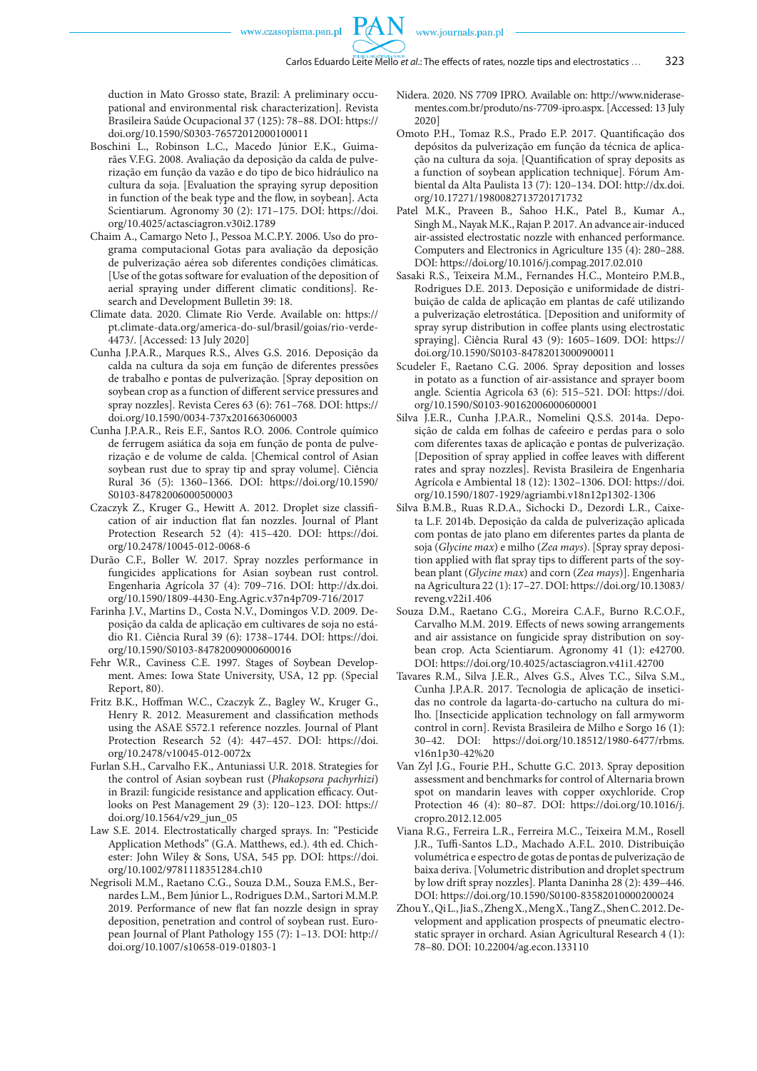duction in Mato Grosso state, Brazil: A preliminary occupational and environmental risk characterization]. Revista Brasileira Saúde Ocupacional 37 (125): 78–88. DOI: https://doi.org/10.1590/S0303-76572012000100011

Boschini L., Robinson L.C., Macedo Júnior E.K., Guimarães V.F.G. 2008. Avaliação da deposição da calda de pulverização em função da vazão e do tipo de bico hidráulico na cultura da soja. [Evaluation the spraying syrup deposition in function of the beak type and the flow, in soybean]. Acta Scientiarum. Agronomy 30 (2): 171–175. DOI: https://doi.org/10.4025/actasciagron.v30i2.1789

Chaim A., Camargo Neto J., Pessoa M.C.P.Y. 2006. Uso do programa computacional Gotas para avaliação da deposição de pulverização aérea sob diferentes condições climáticas. [Use of the gotas software for evaluation of the deposition of aerial spraying under different climatic conditions]. Research and Development Bulletin 39: 18.

Climate data. 2020. Climate Rio Verde. Available on: https://pt.climate-data.org/america-do-sul/brasil/goias/rio-verde-4473/. [Accessed: 13 July 2020]

Cunha J.P.A.R., Marques R.S., Alves G.S. 2016. Deposição da calda na cultura da soja em função de diferentes pressões de trabalho e pontas de pulverização. [Spray deposition on soybean crop as a function of different service pressures and spray nozzles]. Revista Ceres 63 (6): 761–768. DOI: https://doi.org/10.1590/0034-737x201663060003

Cunha J.P.A.R., Reis E.F., Santos R.O. 2006. Controle químico de ferrugem asiática da soja em função de ponta de pulverização e de volume de calda. [Chemical control of Asian soybean rust due to spray tip and spray volume]. Ciência Rural 36 (5): 1360–1366. DOI: https://doi.org/10.1590/S0103-84782006000500003

Czaczyk Z., Kruger G., Hewitt A. 2012. Droplet size classification of air induction flat fan nozzles. Journal of Plant Protection Research 52 (4): 415–420. DOI: https://doi.org/10.2478/10045-012-0068-6

Durão C.F., Boller W. 2017. Spray nozzles performance in fungicides applications for Asian soybean rust control. Engenharia Agrícola 37 (4): 709–716. DOI: http://dx.doi.org/10.1590/1809-4430-Eng.Agric.v37n4p709-716/2017

Farinha J.V., Martins D., Costa N.V., Domingos V.D. 2009. Deposição da calda de aplicação em cultivares de soja no estádio R1. Ciência Rural 39 (6): 1738–1744. DOI: https://doi.org/10.1590/S0103-84782009000600016

Fehr W.R., Caviness C.E. 1997. Stages of Soybean Development. Ames: Iowa State University, USA, 12 pp. (Special Report, 80).

Fritz B.K., Hoffman W.C., Czaczyk Z., Bagley W., Kruger G., Henry R. 2012. Measurement and classification methods using the ASAE S572.1 reference nozzles. Journal of Plant Protection Research 52 (4): 447–457. DOI: https://doi.org/10.2478/v10045-012-0072x

Furlan S.H., Carvalho F.K., Antuniassi U.R. 2018. Strategies for the control of Asian soybean rust (*Phakopsora pachyrhizi*) in Brazil: fungicide resistance and application efficacy. Outlooks on Pest Management 29 (3): 120–123. DOI: https://doi.org/10.1564/v29_jun_05

Law S.E. 2014. Electrostatically charged sprays. In: "Pesticide Application Methods" (G.A. Matthews, ed.). 4th ed. Chichester: John Wiley & Sons, USA, 545 pp. DOI: https://doi.org/10.1002/9781118351284.ch10

Negrisoli M.M., Raetano C.G., Souza D.M., Souza F.M.S., Bernardes L.M., Bem Júnior L., Rodrigues D.M., Sartori M.M.P. 2019. Performance of new flat fan nozzle design in spray deposition, penetration and control of soybean rust. European Journal of Plant Pathology 155 (7): 1–13. DOI: http://doi.org/10.1007/s10658-019-01803-1

Nidera. 2020. NS 7709 IPRO. Available on: http://www.niderasementes.com.br/produto/ns-7709-ipro.aspx. [Accessed: 13 July 2020]

Omoto P.H., Tomaz R.S., Prado E.P. 2017. Quantificação dos depósitos da pulverização em função da técnica de aplicação na cultura da soja. [Quantification of spray deposits as a function of soybean application technique]. Fórum Ambiental da Alta Paulista 13 (7): 120–134. DOI: http://dx.doi.org/10.17271/1980082713720171732

Patel M.K., Praveen B., Sahoo H.K., Patel B., Kumar A., Singh M., Nayak M.K., Rajan P. 2017. An advance air-induced air-assisted electrostatic nozzle with enhanced performance. Computers and Electronics in Agriculture 135 (4): 280–288. DOI: https://doi.org/10.1016/j.compag.2017.02.010

Sasaki R.S., Teixeira M.M., Fernandes H.C., Monteiro P.M.B., Rodrigues D.E. 2013. Deposição e uniformidade de distribuição de calda de aplicação em plantas de café utilizando a pulverização eletrostática. [Deposition and uniformity of spray syrup distribution in coffee plants using electrostatic spraying]. Ciência Rural 43 (9): 1605–1609. DOI: https://doi.org/10.1590/S0103-84782013000900011

Scudeler F., Raetano C.G. 2006. Spray deposition and losses in potato as a function of air-assistance and sprayer boom angle. Scientia Agricola 63 (6): 515–521. DOI: https://doi.org/10.1590/S0103-90162006000600001

Silva J.E.R., Cunha J.P.A.R., Nomelini Q.S.S. 2014a. Deposição de calda em folhas de cafeeiro e perdas para o solo com diferentes taxas de aplicação e pontas de pulverização. [Deposition of spray applied in coffee leaves with different rates and spray nozzles]. Revista Brasileira de Engenharia Agrícola e Ambiental 18 (12): 1302–1306. DOI: https://doi.org/10.1590/1807-1929/agriambi.v18n12p1302-1306

Silva B.M.B., Ruas R.D.A., Sichocki D., Dezordi L.R., Caixeta L.F. 2014b. Deposição da calda de pulverização aplicada com pontas de jato plano em diferentes partes da planta de soja (*Glycine max*) e milho (*Zea mays*). [Spray spray deposition applied with flat spray tips to different parts of the soybean plant (*Glycine max*) and corn (*Zea mays*)]. Engenharia na Agricultura 22 (1): 17–27. DOI: https://doi.org/10.13083/reveng.v22i1.406

Souza D.M., Raetano C.G., Moreira C.A.F., Burno R.C.O.F., Carvalho M.M. 2019. Effects of news sowing arrangements and air assistance on fungicide spray distribution on soybean crop. Acta Scientiarum. Agronomy 41 (1): e42700. DOI: https://doi.org/10.4025/actasciagron.v41i1.42700

Tavares R.M., Silva J.E.R., Alves G.S., Alves T.C., Silva S.M., Cunha J.P.A.R. 2017. Tecnologia de aplicação de inseticidas no controle da lagarta-do-cartucho na cultura do milho. [Insecticide application technology on fall armyworm control in corn]. Revista Brasileira de Milho e Sorgo 16 (1): 30–42. DOI: https://doi.org/10.18512/1980-6477/rbms.v16n1p30-42%20

Van Zyl J.G., Fourie P.H., Schutte G.C. 2013. Spray deposition assessment and benchmarks for control of Alternaria brown spot on mandarin leaves with copper oxychloride. Crop Protection 46 (4): 80–87. DOI: https://doi.org/10.1016/j.cropro.2012.12.005

Viana R.G., Ferreira L.R., Ferreira M.C., Teixeira M.M., Rosell J.R., Tuffi-Santos L.D., Machado A.F.L. 2010. Distribuição volumétrica e espectro de gotas de pontas de pulverização de baixa deriva. [Volumetric distribution and droplet spectrum by low drift spray nozzles]. Planta Daninha 28 (2): 439–446. DOI: https://doi.org/10.1590/S0100-83582010000200024

Zhou Y., Qi L., Jia S., Zheng X., Meng X., Tang Z., Shen C. 2012. Development and application prospects of pneumatic electrostatic sprayer in orchard. Asian Agricultural Research 4 (1): 78–80. DOI: 10.22004/ag.econ.133110